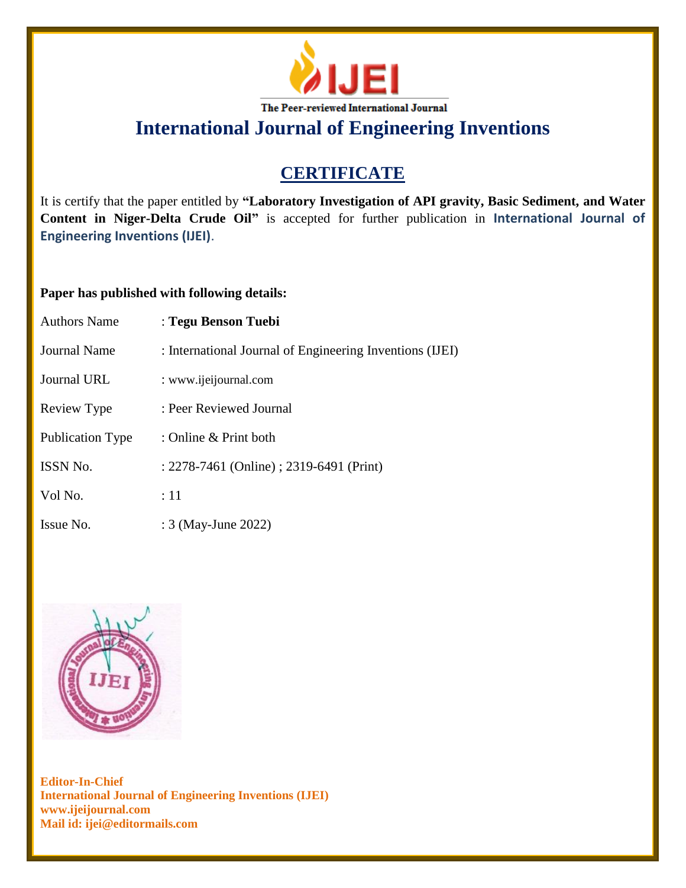The Peer-reviewed International Journal

# International Journal of Engineering Inventions

## CERTIFICATE

It is certify that the paper entitled by **"Laboratory Investigation of API gravity, Basic Sediment, and Water Content in Niger-Delta Crude Oil"** is accepted for further publication in **International Journal of Engineering Inventions (IJEI)**.

**Paper has published with following details:**

| | |
|---|---|
| Authors Name | : **Tegu Benson Tuebi** |
| Journal Name | : International Journal of Engineering Inventions (IJEI) |
| Journal URL | : www.ijeijournal.com |
| Review Type | : Peer Reviewed Journal |
| Publication Type | : Online & Print both |
| ISSN No. | : 2278-7461 (Online) ; 2319-6491 (Print) |
| Vol No. | : 11 |
| Issue No. | : 3 (May-June 2022) |

**Editor-In-Chief**
**International Journal of Engineering Inventions (IJEI)**
**www.ijeijournal.com**
**Mail id: ijei@editormails.com**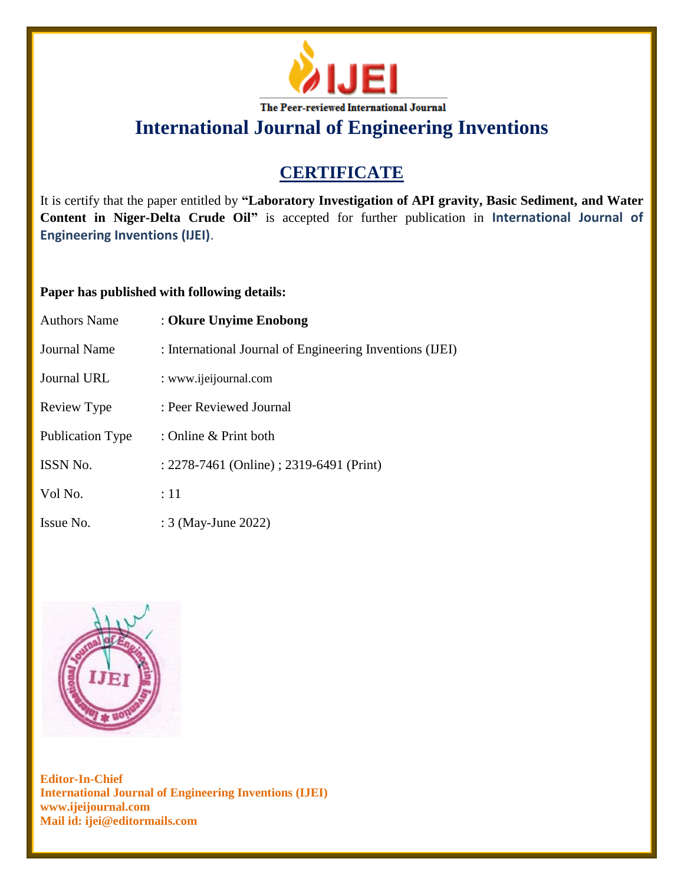IJEI

The Peer-reviewed International Journal

# International Journal of Engineering Inventions

## CERTIFICATE

It is certify that the paper entitled by **"Laboratory Investigation of API gravity, Basic Sediment, and Water Content in Niger-Delta Crude Oil"** is accepted for further publication in **International Journal of Engineering Inventions (IJEI)**.

**Paper has published with following details:**

| | |
|---|---|
| Authors Name | : **Okure Unyime Enobong** |
| Journal Name | : International Journal of Engineering Inventions (IJEI) |
| Journal URL | : www.ijeijournal.com |
| Review Type | : Peer Reviewed Journal |
| Publication Type | : Online & Print both |
| ISSN No. | : 2278-7461 (Online) ; 2319-6491 (Print) |
| Vol No. | : 11 |
| Issue No. | : 3 (May-June 2022) |

**Editor-In-Chief**
**International Journal of Engineering Inventions (IJEI)**
**www.ijeijournal.com**
**Mail id: ijei@editormails.com**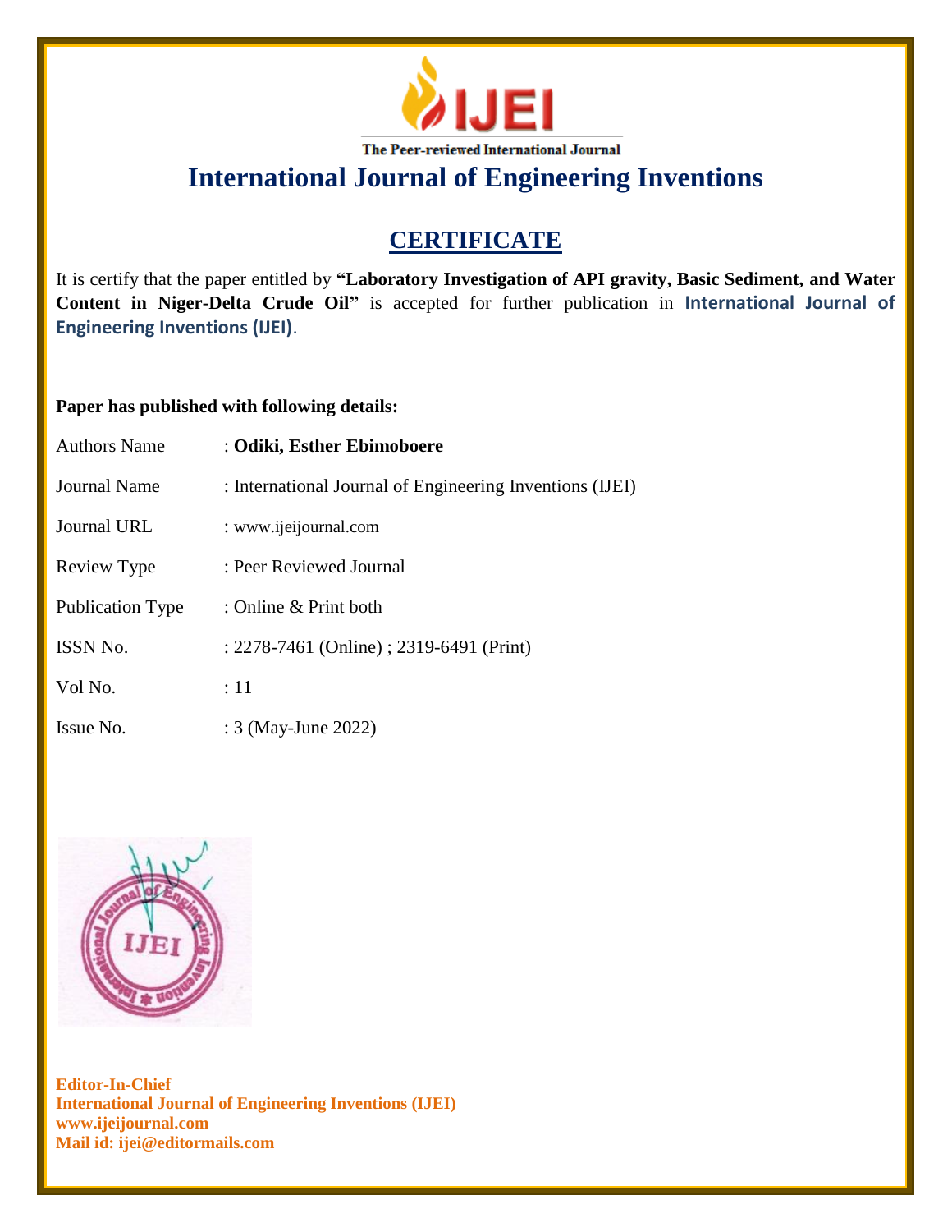The Peer-reviewed International Journal

# International Journal of Engineering Inventions

## CERTIFICATE

It is certify that the paper entitled by **"Laboratory Investigation of API gravity, Basic Sediment, and Water Content in Niger-Delta Crude Oil"** is accepted for further publication in **International Journal of Engineering Inventions (IJEI)**.

**Paper has published with following details:**

| | |
|---|---|
| Authors Name | : **Odiki, Esther Ebimoboere** |
| Journal Name | : International Journal of Engineering Inventions (IJEI) |
| Journal URL | : www.ijeijournal.com |
| Review Type | : Peer Reviewed Journal |
| Publication Type | : Online & Print both |
| ISSN No. | : 2278-7461 (Online) ; 2319-6491 (Print) |
| Vol No. | : 11 |
| Issue No. | : 3 (May-June 2022) |

**Editor-In-Chief**
**International Journal of Engineering Inventions (IJEI)**
**www.ijeijournal.com**
**Mail id: ijei@editormails.com**